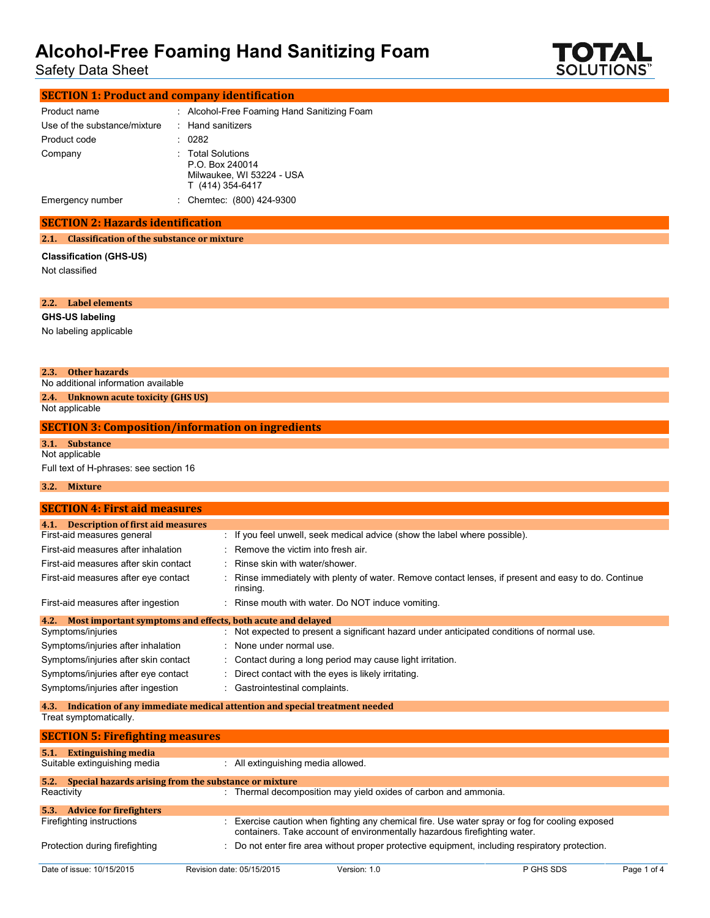# Alcohol-Free Foaming Hand Sanitizing Foam

Safety Data Sheet

## SECTION 1: Product and company identification

| | |
|---|---|
| Product name | : Alcohol-Free Foaming Hand Sanitizing Foam |
| Use of the substance/mixture | : Hand sanitizers |
| Product code | : 0282 |
| Company | : Total Solutions<br>P.O. Box 240014<br>Milwaukee, WI 53224 - USA<br>T (414) 354-6417 |
| Emergency number | : Chemtec: (800) 424-9300 |

## SECTION 2: Hazards identification

### 2.1. Classification of the substance or mixture

**Classification (GHS-US)**

Not classified

### 2.2. Label elements

**GHS-US labeling**

No labeling applicable

### 2.3. Other hazards

No additional information available

### 2.4. Unknown acute toxicity (GHS US)

Not applicable

## SECTION 3: Composition/information on ingredients

### 3.1. Substance

Not applicable

Full text of H-phrases: see section 16

### 3.2. Mixture

## SECTION 4: First aid measures

### 4.1. Description of first aid measures

| | |
|---|---|
| First-aid measures general | : If you feel unwell, seek medical advice (show the label where possible). |
| First-aid measures after inhalation | : Remove the victim into fresh air. |
| First-aid measures after skin contact | : Rinse skin with water/shower. |
| First-aid measures after eye contact | : Rinse immediately with plenty of water. Remove contact lenses, if present and easy to do. Continue rinsing. |
| First-aid measures after ingestion | : Rinse mouth with water. Do NOT induce vomiting. |

### 4.2. Most important symptoms and effects, both acute and delayed

| | |
|---|---|
| Symptoms/injuries | : Not expected to present a significant hazard under anticipated conditions of normal use. |
| Symptoms/injuries after inhalation | : None under normal use. |
| Symptoms/injuries after skin contact | : Contact during a long period may cause light irritation. |
| Symptoms/injuries after eye contact | : Direct contact with the eyes is likely irritating. |
| Symptoms/injuries after ingestion | : Gastrointestinal complaints. |

### 4.3. Indication of any immediate medical attention and special treatment needed

Treat symptomatically.

## SECTION 5: Firefighting measures

### 5.1. Extinguishing media

| | |
|---|---|
| Suitable extinguishing media | : All extinguishing media allowed. |

### 5.2. Special hazards arising from the substance or mixture

| | |
|---|---|
| Reactivity | : Thermal decomposition may yield oxides of carbon and ammonia. |

### 5.3. Advice for firefighters

| | |
|---|---|
| Firefighting instructions | : Exercise caution when fighting any chemical fire. Use water spray or fog for cooling exposed containers. Take account of environmentally hazardous firefighting water. |
| Protection during firefighting | : Do not enter fire area without proper protective equipment, including respiratory protection. |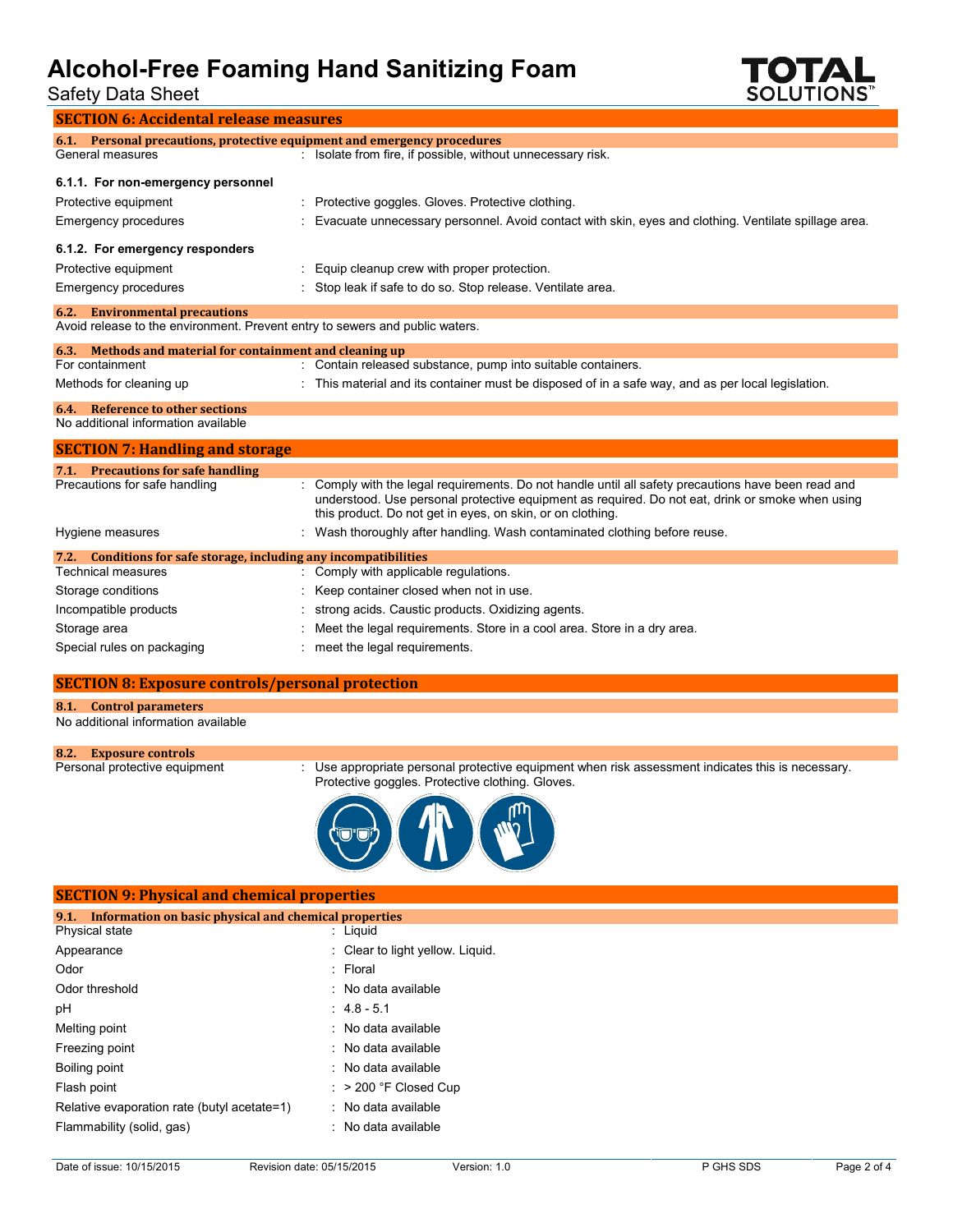## SECTION 6: Accidental release measures

### 6.1. Personal precautions, protective equipment and emergency procedures

General measures : Isolate from fire, if possible, without unnecessary risk.

#### 6.1.1. For non-emergency personnel

Protective equipment : Protective goggles. Gloves. Protective clothing.

Emergency procedures : Evacuate unnecessary personnel. Avoid contact with skin, eyes and clothing. Ventilate spillage area.

#### 6.1.2. For emergency responders

Protective equipment : Equip cleanup crew with proper protection.

Emergency procedures : Stop leak if safe to do so. Stop release. Ventilate area.

### 6.2. Environmental precautions

Avoid release to the environment. Prevent entry to sewers and public waters.

### 6.3. Methods and material for containment and cleaning up

For containment : Contain released substance, pump into suitable containers.

Methods for cleaning up : This material and its container must be disposed of in a safe way, and as per local legislation.

### 6.4. Reference to other sections

No additional information available

## SECTION 7: Handling and storage

### 7.1. Precautions for safe handling

Precautions for safe handling : Comply with the legal requirements. Do not handle until all safety precautions have been read and understood. Use personal protective equipment as required. Do not eat, drink or smoke when using this product. Do not get in eyes, on skin, or on clothing.

Hygiene measures : Wash thoroughly after handling. Wash contaminated clothing before reuse.

### 7.2. Conditions for safe storage, including any incompatibilities

Technical measures : Comply with applicable regulations.

Storage conditions : Keep container closed when not in use.

Incompatible products : strong acids. Caustic products. Oxidizing agents.

Storage area : Meet the legal requirements. Store in a cool area. Store in a dry area.

Special rules on packaging : meet the legal requirements.

## SECTION 8: Exposure controls/personal protection

### 8.1. Control parameters

No additional information available

### 8.2. Exposure controls

Personal protective equipment : Use appropriate personal protective equipment when risk assessment indicates this is necessary. Protective goggles. Protective clothing. Gloves.

## SECTION 9: Physical and chemical properties

### 9.1. Information on basic physical and chemical properties

| Property | Value |
|---|---|
| Physical state | Liquid |
| Appearance | Clear to light yellow. Liquid. |
| Odor | Floral |
| Odor threshold | No data available |
| pH | 4.8 - 5.1 |
| Melting point | No data available |
| Freezing point | No data available |
| Boiling point | No data available |
| Flash point | > 200 °F Closed Cup |
| Relative evaporation rate (butyl acetate=1) | No data available |
| Flammability (solid, gas) | No data available |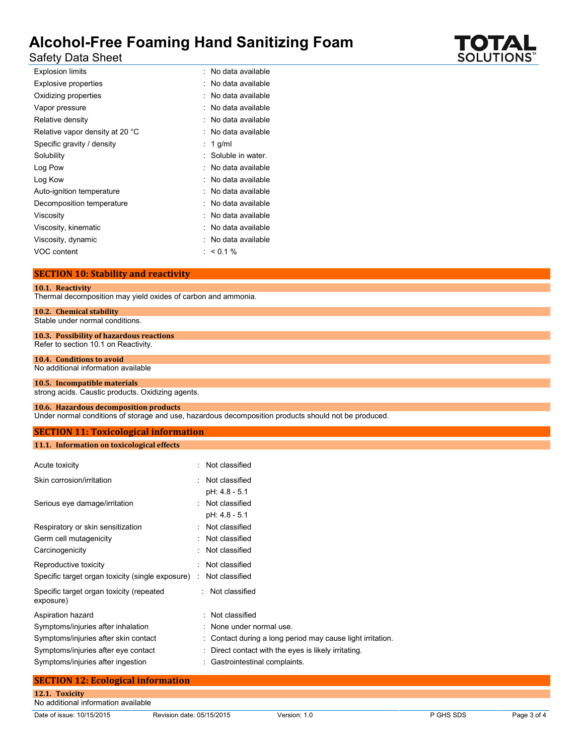| | |
|---|---|
| Explosion limits | : No data available |
| Explosive properties | : No data available |
| Oxidizing properties | : No data available |
| Vapor pressure | : No data available |
| Relative density | : No data available |
| Relative vapor density at 20 °C | : No data available |
| Specific gravity / density | : 1 g/ml |
| Solubility | : Soluble in water. |
| Log Pow | : No data available |
| Log Kow | : No data available |
| Auto-ignition temperature | : No data available |
| Decomposition temperature | : No data available |
| Viscosity | : No data available |
| Viscosity, kinematic | : No data available |
| Viscosity, dynamic | : No data available |
| VOC content | : < 0.1 % |

## SECTION 10: Stability and reactivity

### 10.1. Reactivity

Thermal decomposition may yield oxides of carbon and ammonia.

### 10.2. Chemical stability

Stable under normal conditions.

### 10.3. Possibility of hazardous reactions

Refer to section 10.1 on Reactivity.

### 10.4. Conditions to avoid

No additional information available

### 10.5. Incompatible materials

strong acids. Caustic products. Oxidizing agents.

### 10.6. Hazardous decomposition products

Under normal conditions of storage and use, hazardous decomposition products should not be produced.

## SECTION 11: Toxicological information

### 11.1. Information on toxicological effects

| | |
|---|---|
| Acute toxicity | : Not classified |
| Skin corrosion/irritation | : Not classified<br>pH: 4.8 - 5.1 |
| Serious eye damage/irritation | : Not classified<br>pH: 4.8 - 5.1 |
| Respiratory or skin sensitization | : Not classified |
| Germ cell mutagenicity | : Not classified |
| Carcinogenicity | : Not classified |
| Reproductive toxicity | : Not classified |
| Specific target organ toxicity (single exposure) | : Not classified |
| Specific target organ toxicity (repeated exposure) | : Not classified |
| Aspiration hazard | : Not classified |
| Symptoms/injuries after inhalation | : None under normal use. |
| Symptoms/injuries after skin contact | : Contact during a long period may cause light irritation. |
| Symptoms/injuries after eye contact | : Direct contact with the eyes is likely irritating. |
| Symptoms/injuries after ingestion | : Gastrointestinal complaints. |

## SECTION 12: Ecological information

### 12.1. Toxicity

No additional information available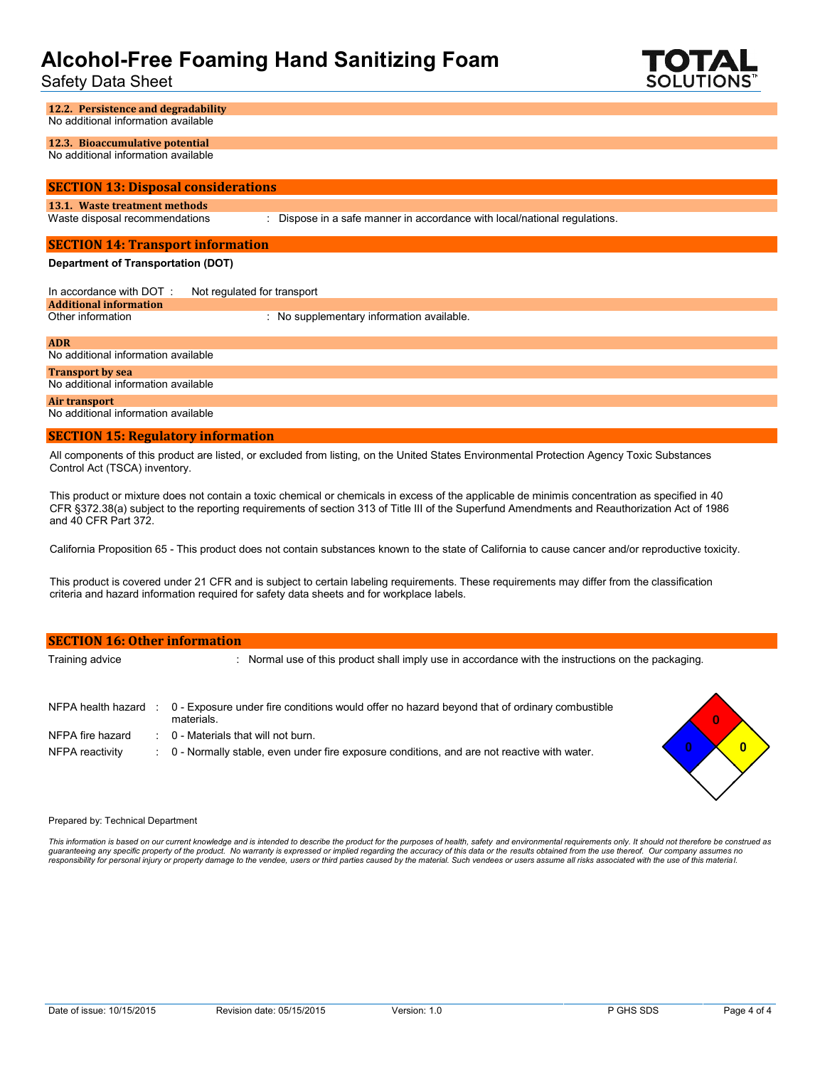### 12.2. Persistence and degradability

No additional information available

### 12.3. Bioaccumulative potential

No additional information available

## SECTION 13: Disposal considerations

### 13.1. Waste treatment methods

Waste disposal recommendations : Dispose in a safe manner in accordance with local/national regulations.

## SECTION 14: Transport information

**Department of Transportation (DOT)**

In accordance with DOT : Not regulated for transport

### Additional information

Other information : No supplementary information available.

### ADR

No additional information available

### Transport by sea

No additional information available

### Air transport

No additional information available

## SECTION 15: Regulatory information

All components of this product are listed, or excluded from listing, on the United States Environmental Protection Agency Toxic Substances Control Act (TSCA) inventory.

This product or mixture does not contain a toxic chemical or chemicals in excess of the applicable de minimis concentration as specified in 40 CFR §372.38(a) subject to the reporting requirements of section 313 of Title III of the Superfund Amendments and Reauthorization Act of 1986 and 40 CFR Part 372.

California Proposition 65 - This product does not contain substances known to the state of California to cause cancer and/or reproductive toxicity.

This product is covered under 21 CFR and is subject to certain labeling requirements. These requirements may differ from the classification criteria and hazard information required for safety data sheets and for workplace labels.

## SECTION 16: Other information

Training advice : Normal use of this product shall imply use in accordance with the instructions on the packaging.

NFPA health hazard : 0 - Exposure under fire conditions would offer no hazard beyond that of ordinary combustible materials.

NFPA fire hazard : 0 - Materials that will not burn.

NFPA reactivity : 0 - Normally stable, even under fire exposure conditions, and are not reactive with water.

0

0

0

Prepared by: Technical Department

*This information is based on our current knowledge and is intended to describe the product for the purposes of health, safety and environmental requirements only. It should not therefore be construed as guaranteeing any specific property of the product. No warranty is expressed or implied regarding the accuracy of this data or the results obtained from the use thereof. Our company assumes no responsibility for personal injury or property damage to the vendee, users or third parties caused by the material. Such vendees or users assume all risks associated with the use of this material.*

Date of issue: 10/15/2015 Revision date: 05/15/2015 Version: 1.0 P GHS SDS